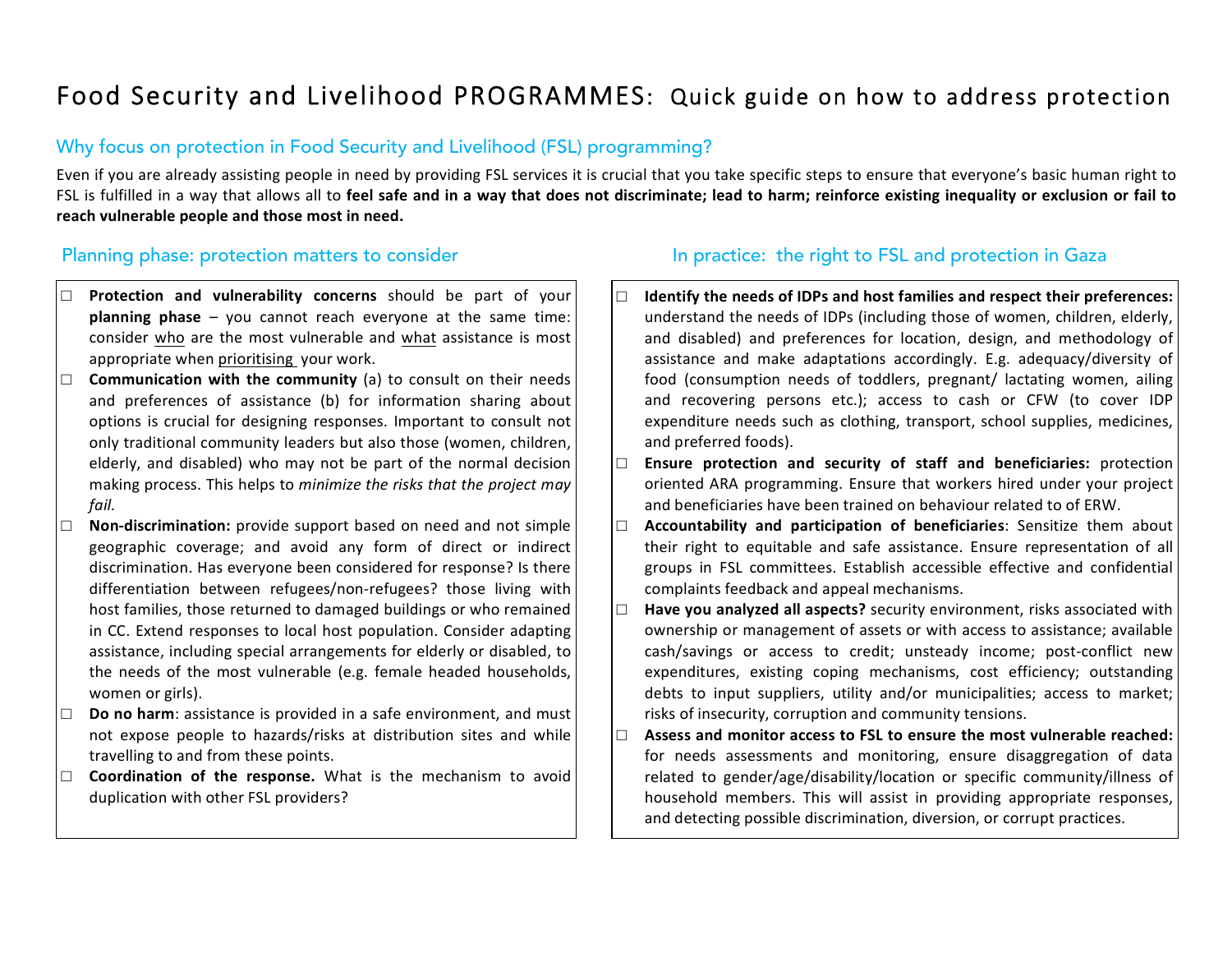# Food Security and Livelihood PROGRAMMES: Quick guide on how to address protection

## Why focus on protection in Food Security and Livelihood (FSL) programming?

Even if you are already assisting people in need by providing FSL services it is crucial that you take specific steps to ensure that everyone's basic human right to FSL is fulfilled in a way that allows all to **feel safe and in a way that does not discriminate; lead to harm; reinforce existing inequality or exclusion or fail to reach vulnerable people and those most in need.**

## Planning phase: protection matters to consider

- □ **Protection and vulnerability concerns** should be part of your **planning phase** – you cannot reach everyone at the same time: consider <u>who</u> are the most vulnerable and <u>what</u> assistance is most appropriate when <u>prioritising</u> your work.
- □ **Communication with the community** (a) to consult on their needs and preferences of assistance (b) for information sharing about options is crucial for designing responses. Important to consult not only traditional community leaders but also those (women, children, elderly, and disabled) who may not be part of the normal decision making process. This helps to *minimize the risks that the project may fail.*
- □ **Non-discrimination:** provide support based on need and not simple geographic coverage; and avoid any form of direct or indirect discrimination. Has everyone been considered for response? Is there differentiation between refugees/non-refugees? those living with host families, those returned to damaged buildings or who remained in CC. Extend responses to local host population. Consider adapting assistance, including special arrangements for elderly or disabled, to the needs of the most vulnerable (e.g. female headed households, women or girls).
- □ **Do no harm**: assistance is provided in a safe environment, and must not expose people to hazards/risks at distribution sites and while travelling to and from these points.
- □ **Coordination of the response.** What is the mechanism to avoid duplication with other FSL providers?

## In practice: the right to FSL and protection in Gaza

- □ **Identify the needs of IDPs and host families and respect their preferences:** understand the needs of IDPs (including those of women, children, elderly, and disabled) and preferences for location, design, and methodology of assistance and make adaptations accordingly. E.g. adequacy/diversity of food (consumption needs of toddlers, pregnant/ lactating women, ailing and recovering persons etc.); access to cash or CFW (to cover IDP expenditure needs such as clothing, transport, school supplies, medicines, and preferred foods).
- □ **Ensure protection and security of staff and beneficiaries:** protection oriented ARA programming. Ensure that workers hired under your project and beneficiaries have been trained on behaviour related to of ERW.
- □ **Accountability and participation of beneficiaries**: Sensitize them about their right to equitable and safe assistance. Ensure representation of all groups in FSL committees. Establish accessible effective and confidential complaints feedback and appeal mechanisms.
- □ **Have you analyzed all aspects?** security environment, risks associated with ownership or management of assets or with access to assistance; available cash/savings or access to credit; unsteady income; post-conflict new expenditures, existing coping mechanisms, cost efficiency; outstanding debts to input suppliers, utility and/or municipalities; access to market; risks of insecurity, corruption and community tensions.
- □ **Assess and monitor access to FSL to ensure the most vulnerable reached:** for needs assessments and monitoring, ensure disaggregation of data related to gender/age/disability/location or specific community/illness of household members. This will assist in providing appropriate responses, and detecting possible discrimination, diversion, or corrupt practices.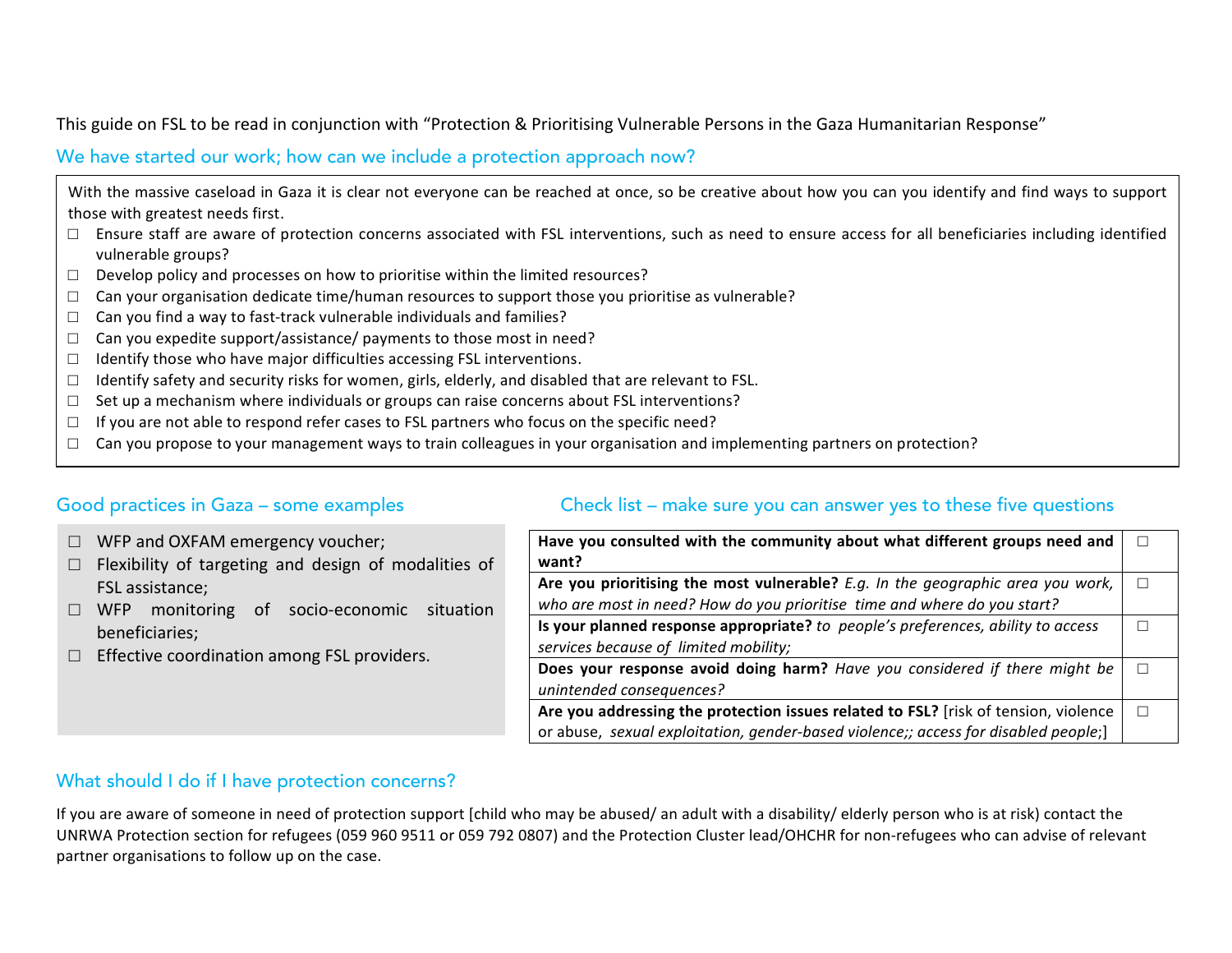This guide on FSL to be read in conjunction with "Protection & Prioritising Vulnerable Persons in the Gaza Humanitarian Response"

## We have started our work; how can we include a protection approach now?

With the massive caseload in Gaza it is clear not everyone can be reached at once, so be creative about how you can you identify and find ways to support those with greatest needs first.

- ☐ Ensure staff are aware of protection concerns associated with FSL interventions, such as need to ensure access for all beneficiaries including identified vulnerable groups?
- ☐ Develop policy and processes on how to prioritise within the limited resources?
- ☐ Can your organisation dedicate time/human resources to support those you prioritise as vulnerable?
- ☐ Can you find a way to fast-track vulnerable individuals and families?
- ☐ Can you expedite support/assistance/ payments to those most in need?
- ☐ Identify those who have major difficulties accessing FSL interventions.
- ☐ Identify safety and security risks for women, girls, elderly, and disabled that are relevant to FSL.
- ☐ Set up a mechanism where individuals or groups can raise concerns about FSL interventions?
- ☐ If you are not able to respond refer cases to FSL partners who focus on the specific need?
- ☐ Can you propose to your management ways to train colleagues in your organisation and implementing partners on protection?

## Good practices in Gaza – some examples

- ☐ WFP and OXFAM emergency voucher;
- ☐ Flexibility of targeting and design of modalities of FSL assistance;
- ☐ WFP monitoring of socio-economic situation beneficiaries;
- ☐ Effective coordination among FSL providers.

## Check list – make sure you can answer yes to these five questions

| | |
|---|---|
| **Have you consulted with the community about what different groups need and want?** | ☐ |
| **Are you prioritising the most vulnerable?** *E.g. In the geographic area you work, who are most in need? How do you prioritise time and where do you start?* | ☐ |
| **Is your planned response appropriate?** *to people's preferences, ability to access services because of limited mobility;* | ☐ |
| **Does your response avoid doing harm?** *Have you considered if there might be unintended consequences?* | ☐ |
| **Are you addressing the protection issues related to FSL?** [risk of tension, violence or abuse, *sexual exploitation, gender-based violence;; access for disabled people*;] | ☐ |

## What should I do if I have protection concerns?

If you are aware of someone in need of protection support [child who may be abused/ an adult with a disability/ elderly person who is at risk) contact the UNRWA Protection section for refugees (059 960 9511 or 059 792 0807) and the Protection Cluster lead/OHCHR for non-refugees who can advise of relevant partner organisations to follow up on the case.